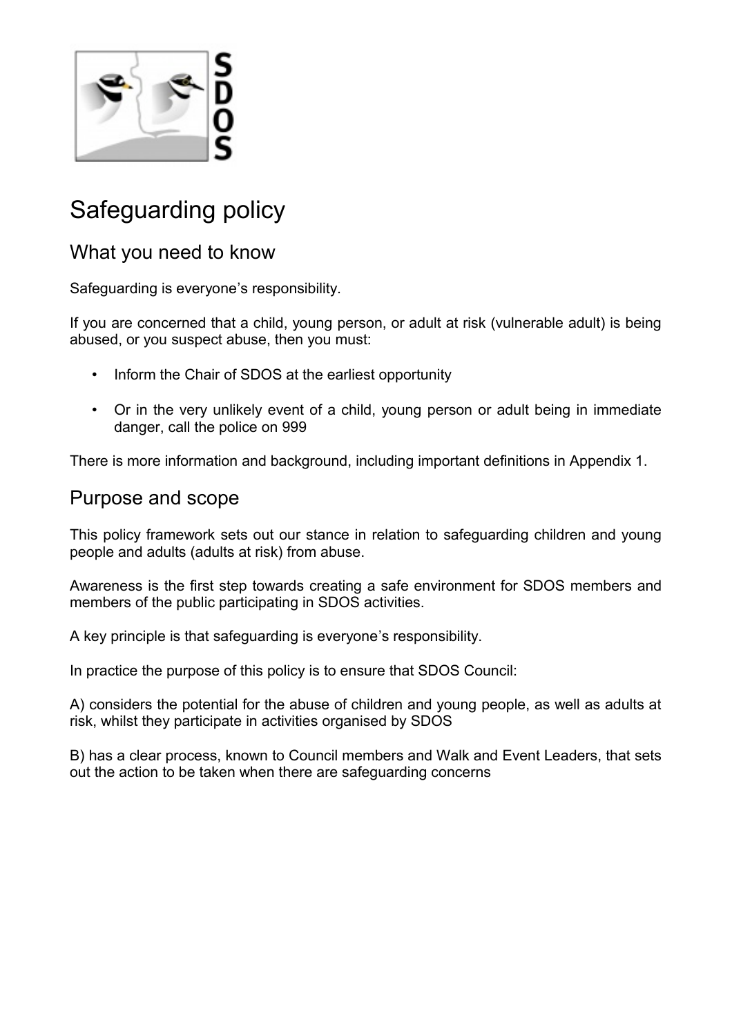# Safeguarding policy

## What you need to know

Safeguarding is everyone's responsibility.

If you are concerned that a child, young person, or adult at risk (vulnerable adult) is being abused, or you suspect abuse, then you must:

- Inform the Chair of SDOS at the earliest opportunity
- Or in the very unlikely event of a child, young person or adult being in immediate danger, call the police on 999

There is more information and background, including important definitions in Appendix 1.

## Purpose and scope

This policy framework sets out our stance in relation to safeguarding children and young people and adults (adults at risk) from abuse.

Awareness is the first step towards creating a safe environment for SDOS members and members of the public participating in SDOS activities.

A key principle is that safeguarding is everyone's responsibility.

In practice the purpose of this policy is to ensure that SDOS Council:

A) considers the potential for the abuse of children and young people, as well as adults at risk, whilst they participate in activities organised by SDOS

B) has a clear process, known to Council members and Walk and Event Leaders, that sets out the action to be taken when there are safeguarding concerns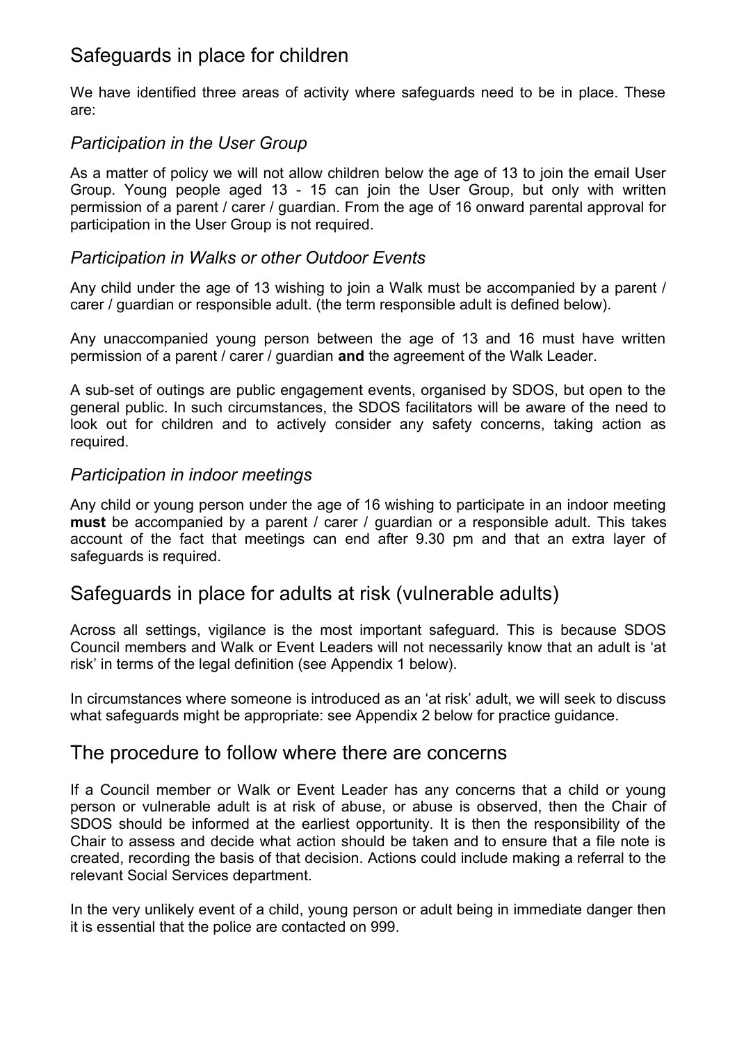## Safeguards in place for children

We have identified three areas of activity where safeguards need to be in place. These are:

### *Participation in the User Group*

As a matter of policy we will not allow children below the age of 13 to join the email User Group. Young people aged 13 - 15 can join the User Group, but only with written permission of a parent / carer / guardian. From the age of 16 onward parental approval for participation in the User Group is not required.

### *Participation in Walks or other Outdoor Events*

Any child under the age of 13 wishing to join a Walk must be accompanied by a parent / carer / guardian or responsible adult. (the term responsible adult is defined below).

Any unaccompanied young person between the age of 13 and 16 must have written permission of a parent / carer / guardian **and** the agreement of the Walk Leader.

A sub-set of outings are public engagement events, organised by SDOS, but open to the general public. In such circumstances, the SDOS facilitators will be aware of the need to look out for children and to actively consider any safety concerns, taking action as required.

### *Participation in indoor meetings*

Any child or young person under the age of 16 wishing to participate in an indoor meeting **must** be accompanied by a parent / carer / guardian or a responsible adult. This takes account of the fact that meetings can end after 9.30 pm and that an extra layer of safeguards is required.

## Safeguards in place for adults at risk (vulnerable adults)

Across all settings, vigilance is the most important safeguard. This is because SDOS Council members and Walk or Event Leaders will not necessarily know that an adult is 'at risk' in terms of the legal definition (see Appendix 1 below).

In circumstances where someone is introduced as an 'at risk' adult, we will seek to discuss what safeguards might be appropriate: see Appendix 2 below for practice guidance.

## The procedure to follow where there are concerns

If a Council member or Walk or Event Leader has any concerns that a child or young person or vulnerable adult is at risk of abuse, or abuse is observed, then the Chair of SDOS should be informed at the earliest opportunity. It is then the responsibility of the Chair to assess and decide what action should be taken and to ensure that a file note is created, recording the basis of that decision. Actions could include making a referral to the relevant Social Services department.

In the very unlikely event of a child, young person or adult being in immediate danger then it is essential that the police are contacted on 999.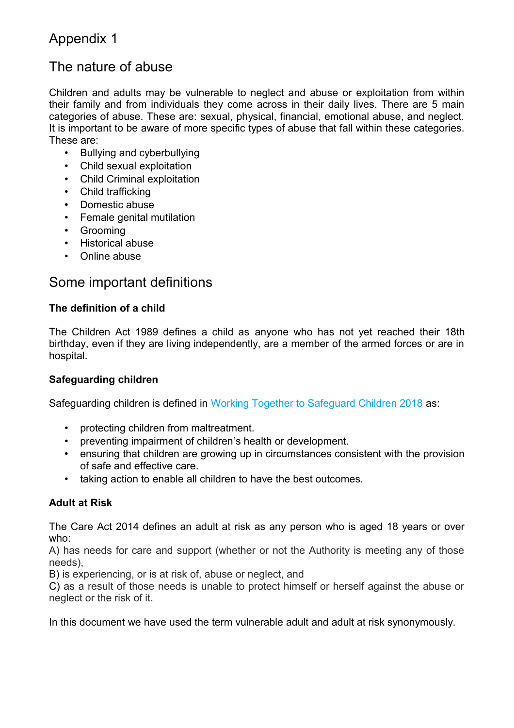# Appendix 1

## The nature of abuse

Children and adults may be vulnerable to neglect and abuse or exploitation from within their family and from individuals they come across in their daily lives. There are 5 main categories of abuse. These are: sexual, physical, financial, emotional abuse, and neglect. It is important to be aware of more specific types of abuse that fall within these categories. These are:

- Bullying and cyberbullying
- Child sexual exploitation
- Child Criminal exploitation
- Child trafficking
- Domestic abuse
- Female genital mutilation
- Grooming
- Historical abuse
- Online abuse

## Some important definitions

**The definition of a child**

The Children Act 1989 defines a child as anyone who has not yet reached their 18th birthday, even if they are living independently, are a member of the armed forces or are in hospital.

**Safeguarding children**

Safeguarding children is defined in Working Together to Safeguard Children 2018 as:

- protecting children from maltreatment.
- preventing impairment of children's health or development.
- ensuring that children are growing up in circumstances consistent with the provision of safe and effective care.
- taking action to enable all children to have the best outcomes.

**Adult at Risk**

The Care Act 2014 defines an adult at risk as any person who is aged 18 years or over who:
A) has needs for care and support (whether or not the Authority is meeting any of those needs),
B) is experiencing, or is at risk of, abuse or neglect, and
C) as a result of those needs is unable to protect himself or herself against the abuse or neglect or the risk of it.

In this document we have used the term vulnerable adult and adult at risk synonymously.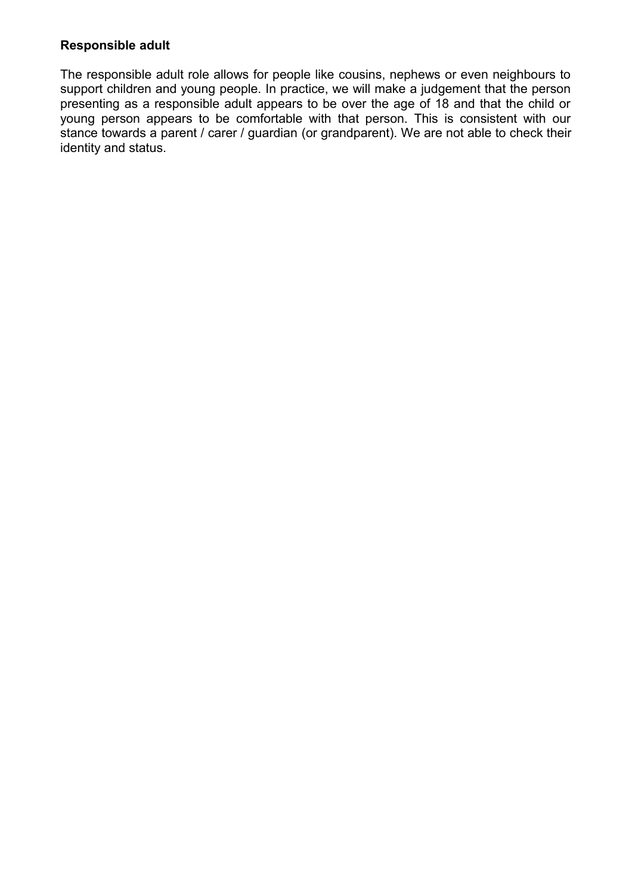**Responsible adult**

The responsible adult role allows for people like cousins, nephews or even neighbours to support children and young people. In practice, we will make a judgement that the person presenting as a responsible adult appears to be over the age of 18 and that the child or young person appears to be comfortable with that person. This is consistent with our stance towards a parent / carer / guardian (or grandparent). We are not able to check their identity and status.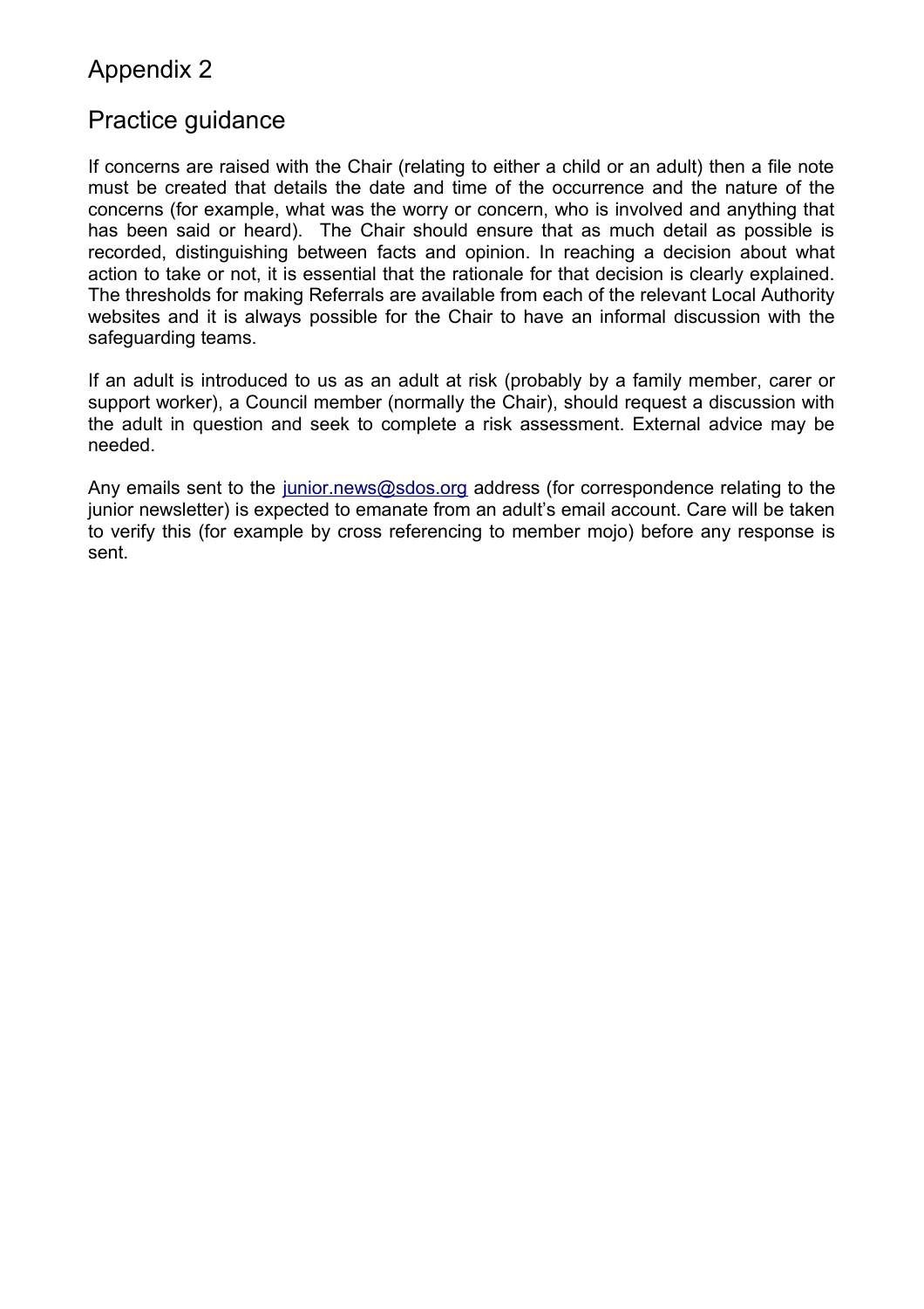# Appendix 2

## Practice guidance

If concerns are raised with the Chair (relating to either a child or an adult) then a file note must be created that details the date and time of the occurrence and the nature of the concerns (for example, what was the worry or concern, who is involved and anything that has been said or heard). The Chair should ensure that as much detail as possible is recorded, distinguishing between facts and opinion. In reaching a decision about what action to take or not, it is essential that the rationale for that decision is clearly explained. The thresholds for making Referrals are available from each of the relevant Local Authority websites and it is always possible for the Chair to have an informal discussion with the safeguarding teams.

If an adult is introduced to us as an adult at risk (probably by a family member, carer or support worker), a Council member (normally the Chair), should request a discussion with the adult in question and seek to complete a risk assessment. External advice may be needed.

Any emails sent to the [junior.news@sdos.org](mailto:junior.news@sdos.org) address (for correspondence relating to the junior newsletter) is expected to emanate from an adult's email account. Care will be taken to verify this (for example by cross referencing to member mojo) before any response is sent.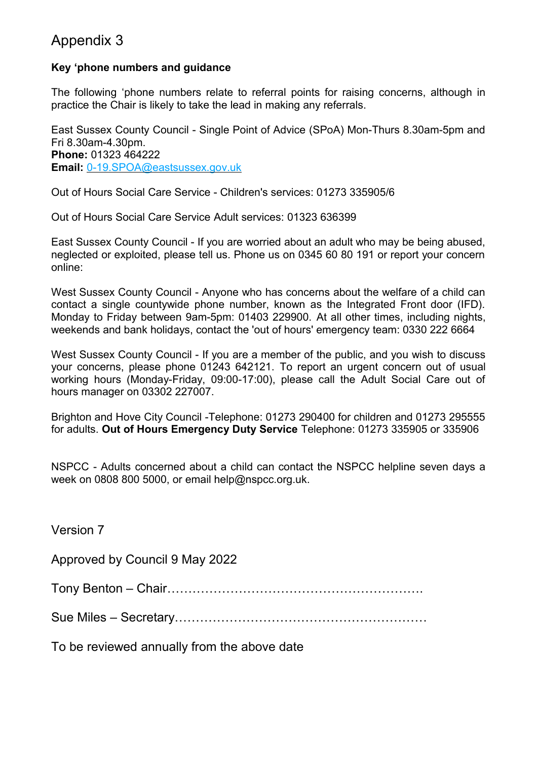# Appendix 3

**Key 'phone numbers and guidance**

The following 'phone numbers relate to referral points for raising concerns, although in practice the Chair is likely to take the lead in making any referrals.

East Sussex County Council - Single Point of Advice (SPoA) Mon-Thurs 8.30am-5pm and Fri 8.30am-4.30pm.
**Phone:** 01323 464222
**Email:** 0-19.SPOA@eastsussex.gov.uk

Out of Hours Social Care Service - Children's services: 01273 335905/6

Out of Hours Social Care Service Adult services: 01323 636399

East Sussex County Council - If you are worried about an adult who may be being abused, neglected or exploited, please tell us. Phone us on 0345 60 80 191 or report your concern online:

West Sussex County Council - Anyone who has concerns about the welfare of a child can contact a single countywide phone number, known as the Integrated Front door (IFD). Monday to Friday between 9am-5pm: 01403 229900. At all other times, including nights, weekends and bank holidays, contact the 'out of hours' emergency team: 0330 222 6664

West Sussex County Council - If you are a member of the public, and you wish to discuss your concerns, please phone 01243 642121. To report an urgent concern out of usual working hours (Monday-Friday, 09:00-17:00), please call the Adult Social Care out of hours manager on 03302 227007.

Brighton and Hove City Council -Telephone: 01273 290400 for children and 01273 295555 for adults. **Out of Hours Emergency Duty Service** Telephone: 01273 335905 or 335906

NSPCC - Adults concerned about a child can contact the NSPCC helpline seven days a week on 0808 800 5000, or email help@nspcc.org.uk.

Version 7

Approved by Council 9 May 2022

Tony Benton – Chair……………………………………………………

Sue Miles – Secretary……………………………………………………

To be reviewed annually from the above date